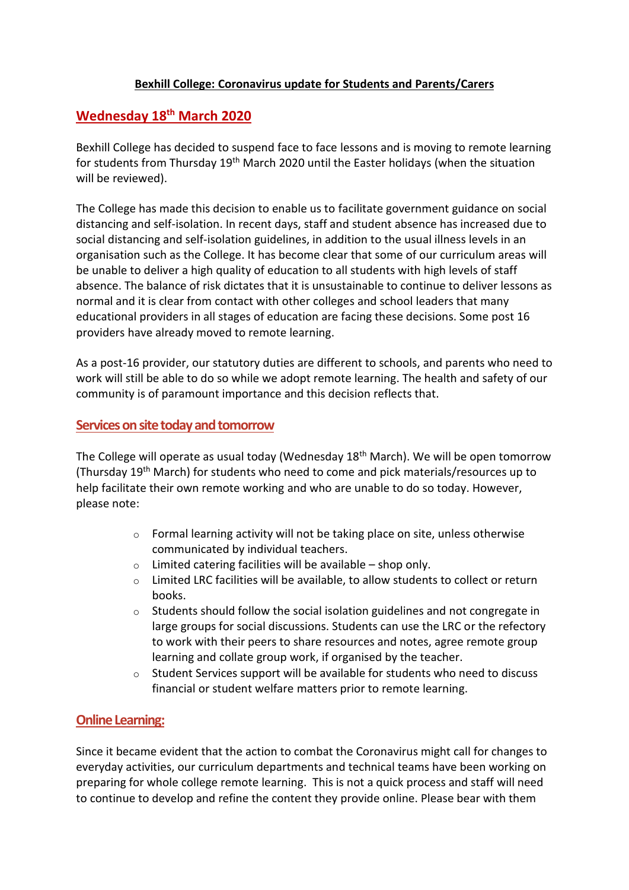**Bexhill College: Coronavirus update for Students and Parents/Carers**

## Wednesday 18th March 2020

Bexhill College has decided to suspend face to face lessons and is moving to remote learning for students from Thursday 19th March 2020 until the Easter holidays (when the situation will be reviewed).

The College has made this decision to enable us to facilitate government guidance on social distancing and self-isolation. In recent days, staff and student absence has increased due to social distancing and self-isolation guidelines, in addition to the usual illness levels in an organisation such as the College. It has become clear that some of our curriculum areas will be unable to deliver a high quality of education to all students with high levels of staff absence. The balance of risk dictates that it is unsustainable to continue to deliver lessons as normal and it is clear from contact with other colleges and school leaders that many educational providers in all stages of education are facing these decisions. Some post 16 providers have already moved to remote learning.

As a post-16 provider, our statutory duties are different to schools, and parents who need to work will still be able to do so while we adopt remote learning. The health and safety of our community is of paramount importance and this decision reflects that.

### Services on site today and tomorrow

The College will operate as usual today (Wednesday 18th March). We will be open tomorrow (Thursday 19th March) for students who need to come and pick materials/resources up to help facilitate their own remote working and who are unable to do so today. However, please note:

- Formal learning activity will not be taking place on site, unless otherwise communicated by individual teachers.
- Limited catering facilities will be available – shop only.
- Limited LRC facilities will be available, to allow students to collect or return books.
- Students should follow the social isolation guidelines and not congregate in large groups for social discussions. Students can use the LRC or the refectory to work with their peers to share resources and notes, agree remote group learning and collate group work, if organised by the teacher.
- Student Services support will be available for students who need to discuss financial or student welfare matters prior to remote learning.

### Online Learning:

Since it became evident that the action to combat the Coronavirus might call for changes to everyday activities, our curriculum departments and technical teams have been working on preparing for whole college remote learning. This is not a quick process and staff will need to continue to develop and refine the content they provide online. Please bear with them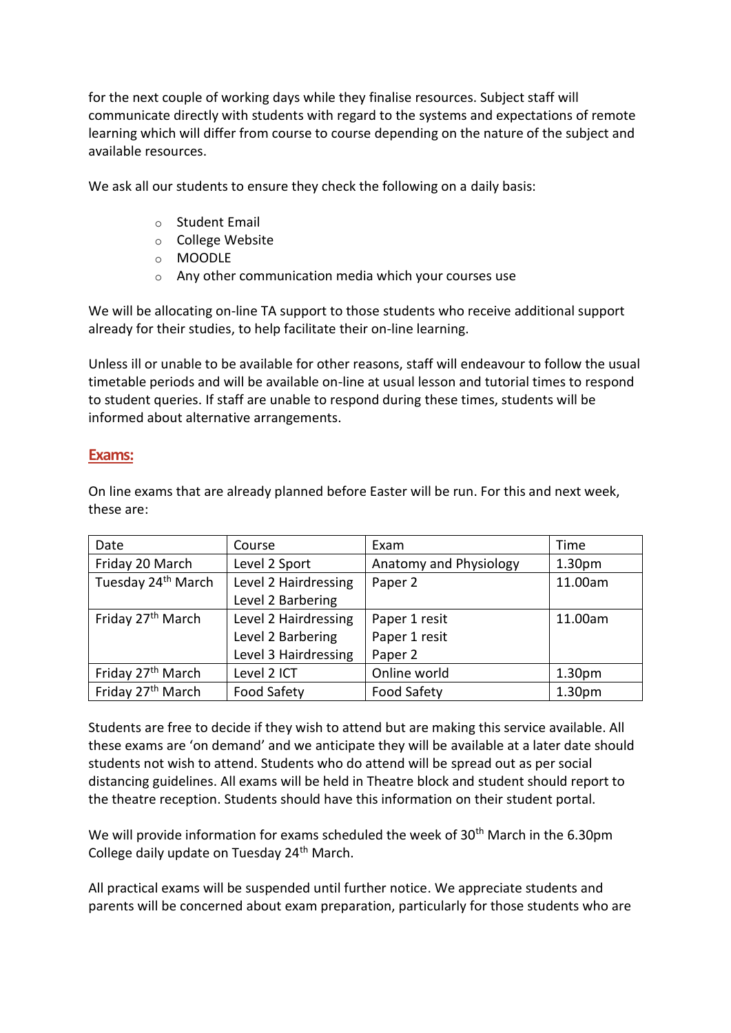for the next couple of working days while they finalise resources. Subject staff will communicate directly with students with regard to the systems and expectations of remote learning which will differ from course to course depending on the nature of the subject and available resources.

We ask all our students to ensure they check the following on a daily basis:

- Student Email
- College Website
- MOODLE
- Any other communication media which your courses use

We will be allocating on-line TA support to those students who receive additional support already for their studies, to help facilitate their on-line learning.

Unless ill or unable to be available for other reasons, staff will endeavour to follow the usual timetable periods and will be available on-line at usual lesson and tutorial times to respond to student queries. If staff are unable to respond during these times, students will be informed about alternative arrangements.

## Exams:

On line exams that are already planned before Easter will be run. For this and next week, these are:

| Date | Course | Exam | Time |
|---|---|---|---|
| Friday 20 March | Level 2 Sport | Anatomy and Physiology | 1.30pm |
| Tuesday 24th March | Level 2 Hairdressing<br>Level 2 Barbering | Paper 2 | 11.00am |
| Friday 27th March | Level 2 Hairdressing<br>Level 2 Barbering<br>Level 3 Hairdressing | Paper 1 resit<br>Paper 1 resit<br>Paper 2 | 11.00am |
| Friday 27th March | Level 2 ICT | Online world | 1.30pm |
| Friday 27th March | Food Safety | Food Safety | 1.30pm |

Students are free to decide if they wish to attend but are making this service available. All these exams are 'on demand' and we anticipate they will be available at a later date should students not wish to attend. Students who do attend will be spread out as per social distancing guidelines. All exams will be held in Theatre block and student should report to the theatre reception. Students should have this information on their student portal.

We will provide information for exams scheduled the week of 30th March in the 6.30pm College daily update on Tuesday 24th March.

All practical exams will be suspended until further notice. We appreciate students and parents will be concerned about exam preparation, particularly for those students who are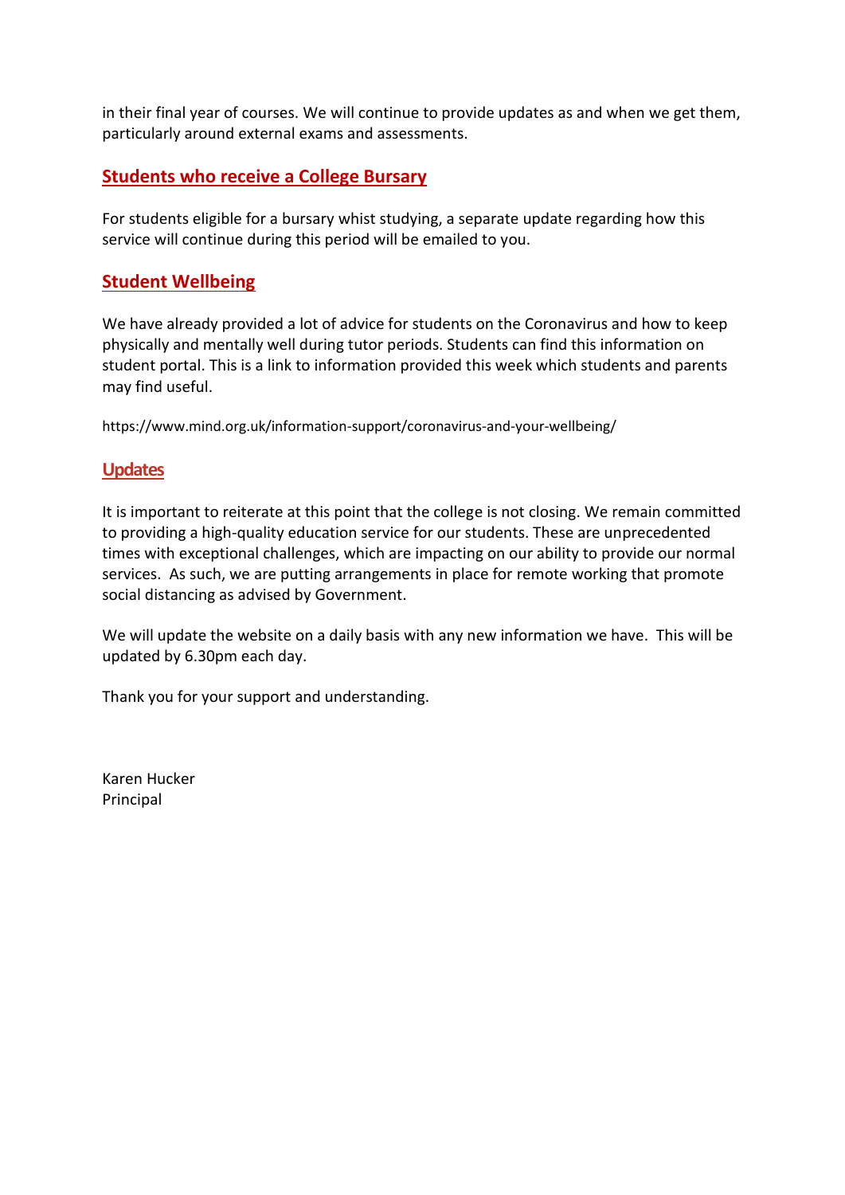in their final year of courses. We will continue to provide updates as and when we get them, particularly around external exams and assessments.

## Students who receive a College Bursary

For students eligible for a bursary whist studying, a separate update regarding how this service will continue during this period will be emailed to you.

## Student Wellbeing

We have already provided a lot of advice for students on the Coronavirus and how to keep physically and mentally well during tutor periods. Students can find this information on student portal. This is a link to information provided this week which students and parents may find useful.

https://www.mind.org.uk/information-support/coronavirus-and-your-wellbeing/

## Updates

It is important to reiterate at this point that the college is not closing. We remain committed to providing a high-quality education service for our students. These are unprecedented times with exceptional challenges, which are impacting on our ability to provide our normal services. As such, we are putting arrangements in place for remote working that promote social distancing as advised by Government.

We will update the website on a daily basis with any new information we have. This will be updated by 6.30pm each day.

Thank you for your support and understanding.

Karen Hucker
Principal